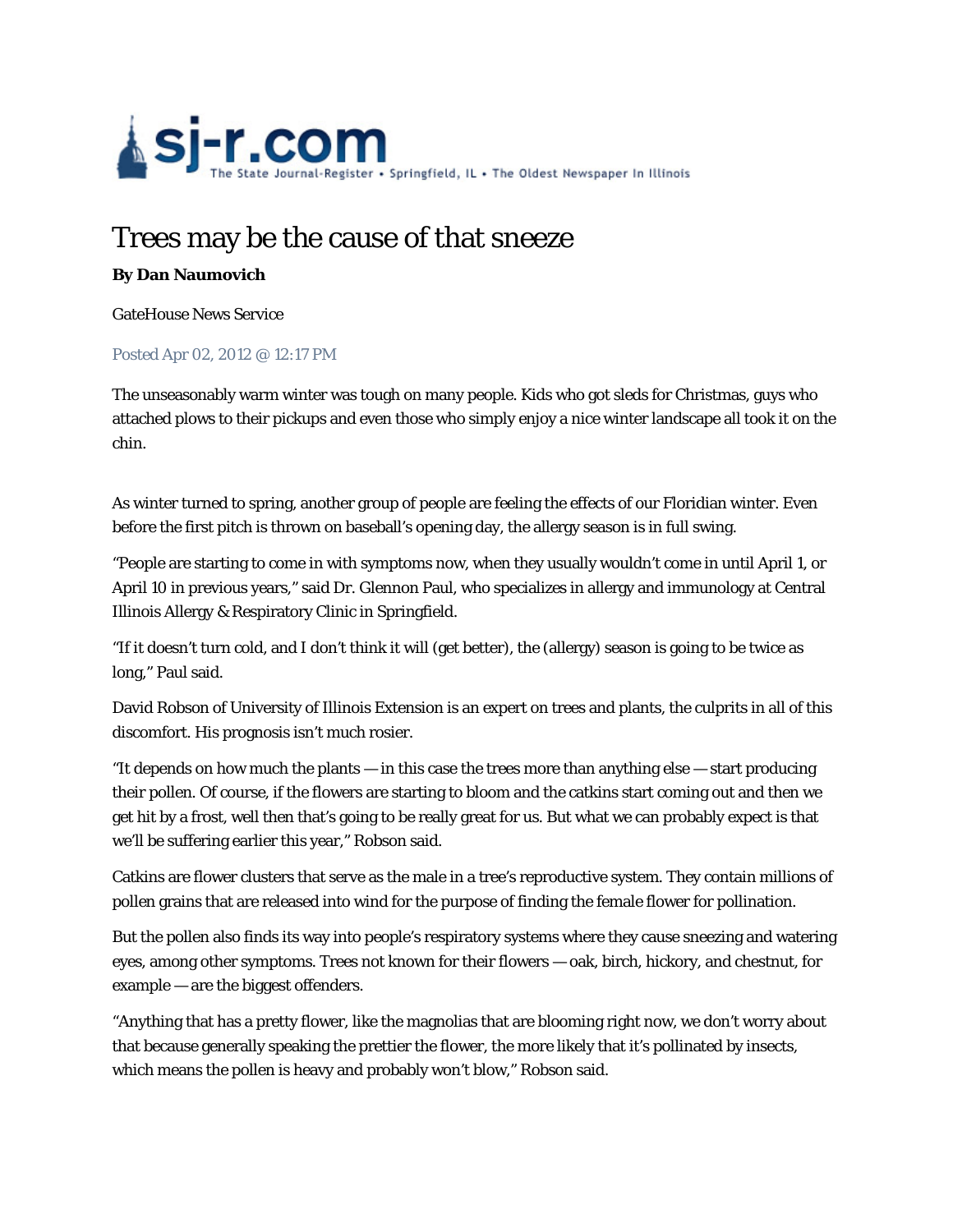sj-r.com
The State Journal-Register • Springfield, IL • The Oldest Newspaper In Illinois

# Trees may be the cause of that sneeze

**By Dan Naumovich**

GateHouse News Service

Posted Apr 02, 2012 @ 12:17 PM

The unseasonably warm winter was tough on many people. Kids who got sleds for Christmas, guys who attached plows to their pickups and even those who simply enjoy a nice winter landscape all took it on the chin.

As winter turned to spring, another group of people are feeling the effects of our Floridian winter. Even before the first pitch is thrown on baseball's opening day, the allergy season is in full swing.

"People are starting to come in with symptoms now, when they usually wouldn't come in until April 1, or April 10 in previous years," said Dr. Glennon Paul, who specializes in allergy and immunology at Central Illinois Allergy & Respiratory Clinic in Springfield.

"If it doesn't turn cold, and I don't think it will (get better), the (allergy) season is going to be twice as long," Paul said.

David Robson of University of Illinois Extension is an expert on trees and plants, the culprits in all of this discomfort. His prognosis isn't much rosier.

"It depends on how much the plants — in this case the trees more than anything else — start producing their pollen. Of course, if the flowers are starting to bloom and the catkins start coming out and then we get hit by a frost, well then that's going to be really great for us. But what we can probably expect is that we'll be suffering earlier this year," Robson said.

Catkins are flower clusters that serve as the male in a tree's reproductive system. They contain millions of pollen grains that are released into wind for the purpose of finding the female flower for pollination.

But the pollen also finds its way into people's respiratory systems where they cause sneezing and watering eyes, among other symptoms. Trees not known for their flowers — oak, birch, hickory, and chestnut, for example — are the biggest offenders.

"Anything that has a pretty flower, like the magnolias that are blooming right now, we don't worry about that because generally speaking the prettier the flower, the more likely that it's pollinated by insects, which means the pollen is heavy and probably won't blow," Robson said.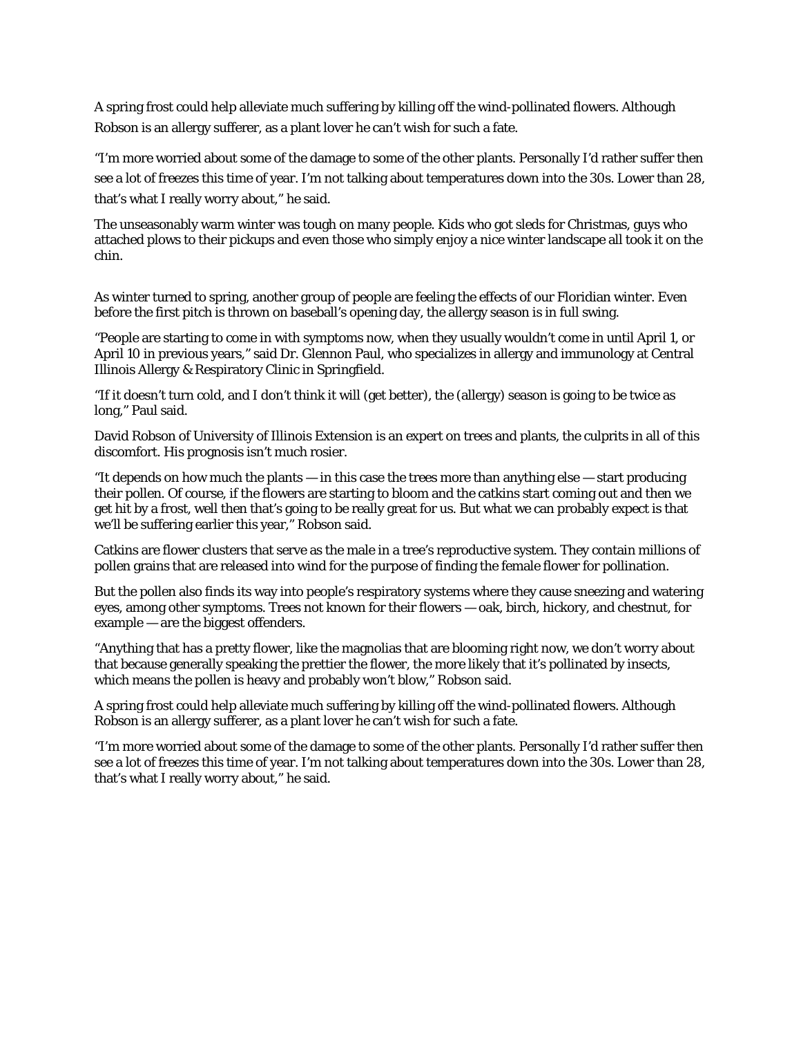A spring frost could help alleviate much suffering by killing off the wind-pollinated flowers. Although Robson is an allergy sufferer, as a plant lover he can't wish for such a fate.

"I'm more worried about some of the damage to some of the other plants. Personally I'd rather suffer then see a lot of freezes this time of year. I'm not talking about temperatures down into the 30s. Lower than 28, that's what I really worry about," he said.

The unseasonably warm winter was tough on many people. Kids who got sleds for Christmas, guys who attached plows to their pickups and even those who simply enjoy a nice winter landscape all took it on the chin.

As winter turned to spring, another group of people are feeling the effects of our Floridian winter. Even before the first pitch is thrown on baseball's opening day, the allergy season is in full swing.

"People are starting to come in with symptoms now, when they usually wouldn't come in until April 1, or April 10 in previous years," said Dr. Glennon Paul, who specializes in allergy and immunology at Central Illinois Allergy & Respiratory Clinic in Springfield.

"If it doesn't turn cold, and I don't think it will (get better), the (allergy) season is going to be twice as long," Paul said.

David Robson of University of Illinois Extension is an expert on trees and plants, the culprits in all of this discomfort. His prognosis isn't much rosier.

"It depends on how much the plants — in this case the trees more than anything else — start producing their pollen. Of course, if the flowers are starting to bloom and the catkins start coming out and then we get hit by a frost, well then that's going to be really great for us. But what we can probably expect is that we'll be suffering earlier this year," Robson said.

Catkins are flower clusters that serve as the male in a tree's reproductive system. They contain millions of pollen grains that are released into wind for the purpose of finding the female flower for pollination.

But the pollen also finds its way into people's respiratory systems where they cause sneezing and watering eyes, among other symptoms. Trees not known for their flowers — oak, birch, hickory, and chestnut, for example — are the biggest offenders.

"Anything that has a pretty flower, like the magnolias that are blooming right now, we don't worry about that because generally speaking the prettier the flower, the more likely that it's pollinated by insects, which means the pollen is heavy and probably won't blow," Robson said.

A spring frost could help alleviate much suffering by killing off the wind-pollinated flowers. Although Robson is an allergy sufferer, as a plant lover he can't wish for such a fate.

"I'm more worried about some of the damage to some of the other plants. Personally I'd rather suffer then see a lot of freezes this time of year. I'm not talking about temperatures down into the 30s. Lower than 28, that's what I really worry about," he said.